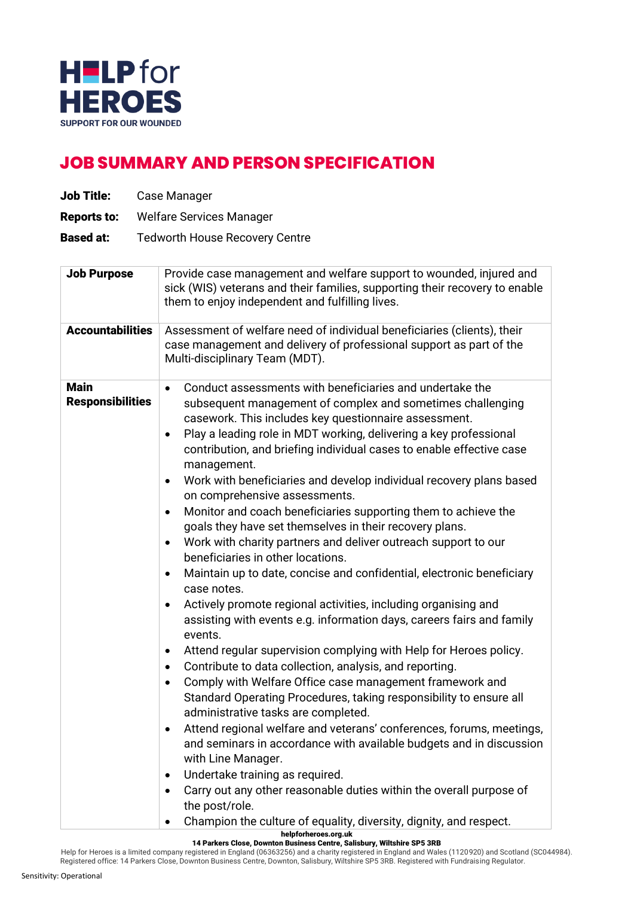# JOB SUMMARY AND PERSON SPECIFICATION

**Job Title:** Case Manager

**Reports to:** Welfare Services Manager

**Based at:** Tedworth House Recovery Centre

| | |
|---|---|
| **Job Purpose** | Provide case management and welfare support to wounded, injured and sick (WIS) veterans and their families, supporting their recovery to enable them to enjoy independent and fulfilling lives. |
| **Accountabilities** | Assessment of welfare need of individual beneficiaries (clients), their case management and delivery of professional support as part of the Multi-disciplinary Team (MDT). |
| **Main Responsibilities** | • Conduct assessments with beneficiaries and undertake the subsequent management of complex and sometimes challenging casework. This includes key questionnaire assessment.<br>• Play a leading role in MDT working, delivering a key professional contribution, and briefing individual cases to enable effective case management.<br>• Work with beneficiaries and develop individual recovery plans based on comprehensive assessments.<br>• Monitor and coach beneficiaries supporting them to achieve the goals they have set themselves in their recovery plans.<br>• Work with charity partners and deliver outreach support to our beneficiaries in other locations.<br>• Maintain up to date, concise and confidential, electronic beneficiary case notes.<br>• Actively promote regional activities, including organising and assisting with events e.g. information days, careers fairs and family events.<br>• Attend regular supervision complying with Help for Heroes policy.<br>• Contribute to data collection, analysis, and reporting.<br>• Comply with Welfare Office case management framework and Standard Operating Procedures, taking responsibility to ensure all administrative tasks are completed.<br>• Attend regional welfare and veterans' conferences, forums, meetings, and seminars in accordance with available budgets and in discussion with Line Manager.<br>• Undertake training as required.<br>• Carry out any other reasonable duties within the overall purpose of the post/role.<br>• Champion the culture of equality, diversity, dignity, and respect. |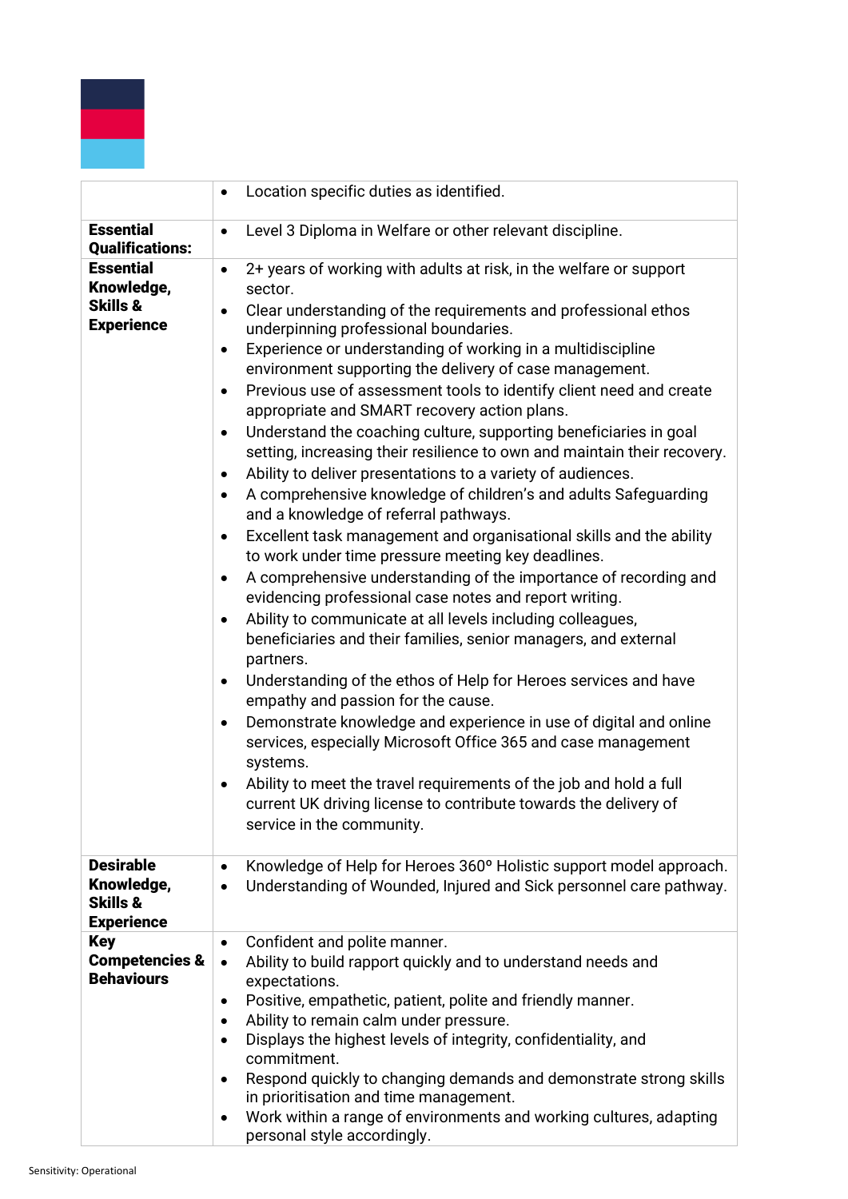| | |
|---|---|
| | • Location specific duties as identified. |
| **Essential Qualifications:** | • Level 3 Diploma in Welfare or other relevant discipline. |
| **Essential Knowledge, Skills & Experience** | • 2+ years of working with adults at risk, in the welfare or support sector.<br>• Clear understanding of the requirements and professional ethos underpinning professional boundaries.<br>• Experience or understanding of working in a multidiscipline environment supporting the delivery of case management.<br>• Previous use of assessment tools to identify client need and create appropriate and SMART recovery action plans.<br>• Understand the coaching culture, supporting beneficiaries in goal setting, increasing their resilience to own and maintain their recovery.<br>• Ability to deliver presentations to a variety of audiences.<br>• A comprehensive knowledge of children's and adults Safeguarding and a knowledge of referral pathways.<br>• Excellent task management and organisational skills and the ability to work under time pressure meeting key deadlines.<br>• A comprehensive understanding of the importance of recording and evidencing professional case notes and report writing.<br>• Ability to communicate at all levels including colleagues, beneficiaries and their families, senior managers, and external partners.<br>• Understanding of the ethos of Help for Heroes services and have empathy and passion for the cause.<br>• Demonstrate knowledge and experience in use of digital and online services, especially Microsoft Office 365 and case management systems.<br>• Ability to meet the travel requirements of the job and hold a full current UK driving license to contribute towards the delivery of service in the community. |
| **Desirable Knowledge, Skills & Experience** | • Knowledge of Help for Heroes 360º Holistic support model approach.<br>• Understanding of Wounded, Injured and Sick personnel care pathway. |
| **Key Competencies & Behaviours** | • Confident and polite manner.<br>• Ability to build rapport quickly and to understand needs and expectations.<br>• Positive, empathetic, patient, polite and friendly manner.<br>• Ability to remain calm under pressure.<br>• Displays the highest levels of integrity, confidentiality, and commitment.<br>• Respond quickly to changing demands and demonstrate strong skills in prioritisation and time management.<br>• Work within a range of environments and working cultures, adapting personal style accordingly. |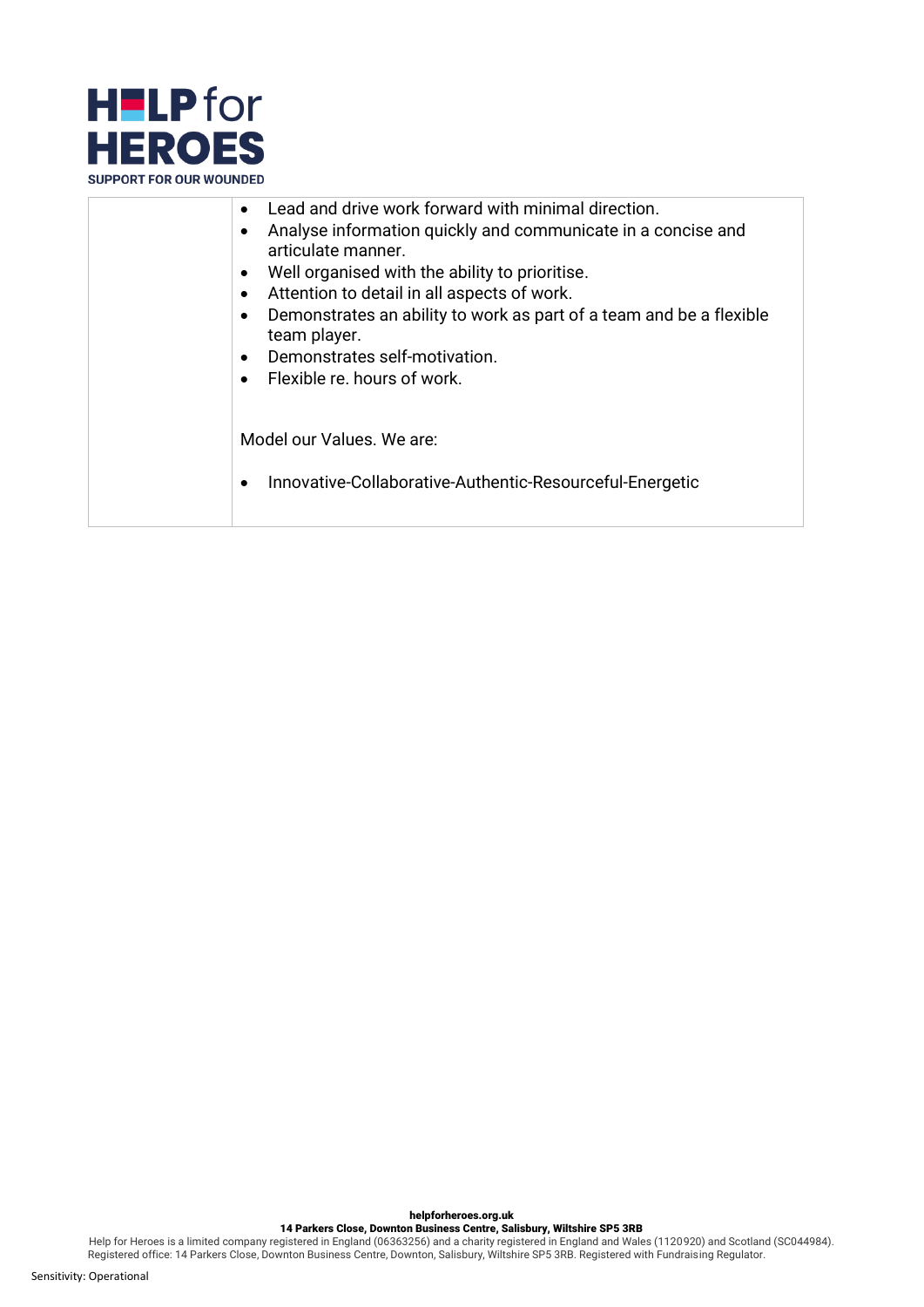| | |
|---|---|
| | • Lead and drive work forward with minimal direction.<br>• Analyse information quickly and communicate in a concise and articulate manner.<br>• Well organised with the ability to prioritise.<br>• Attention to detail in all aspects of work.<br>• Demonstrates an ability to work as part of a team and be a flexible team player.<br>• Demonstrates self-motivation.<br>• Flexible re. hours of work.<br><br>Model our Values. We are:<br><br>• Innovative-Collaborative-Authentic-Resourceful-Energetic |